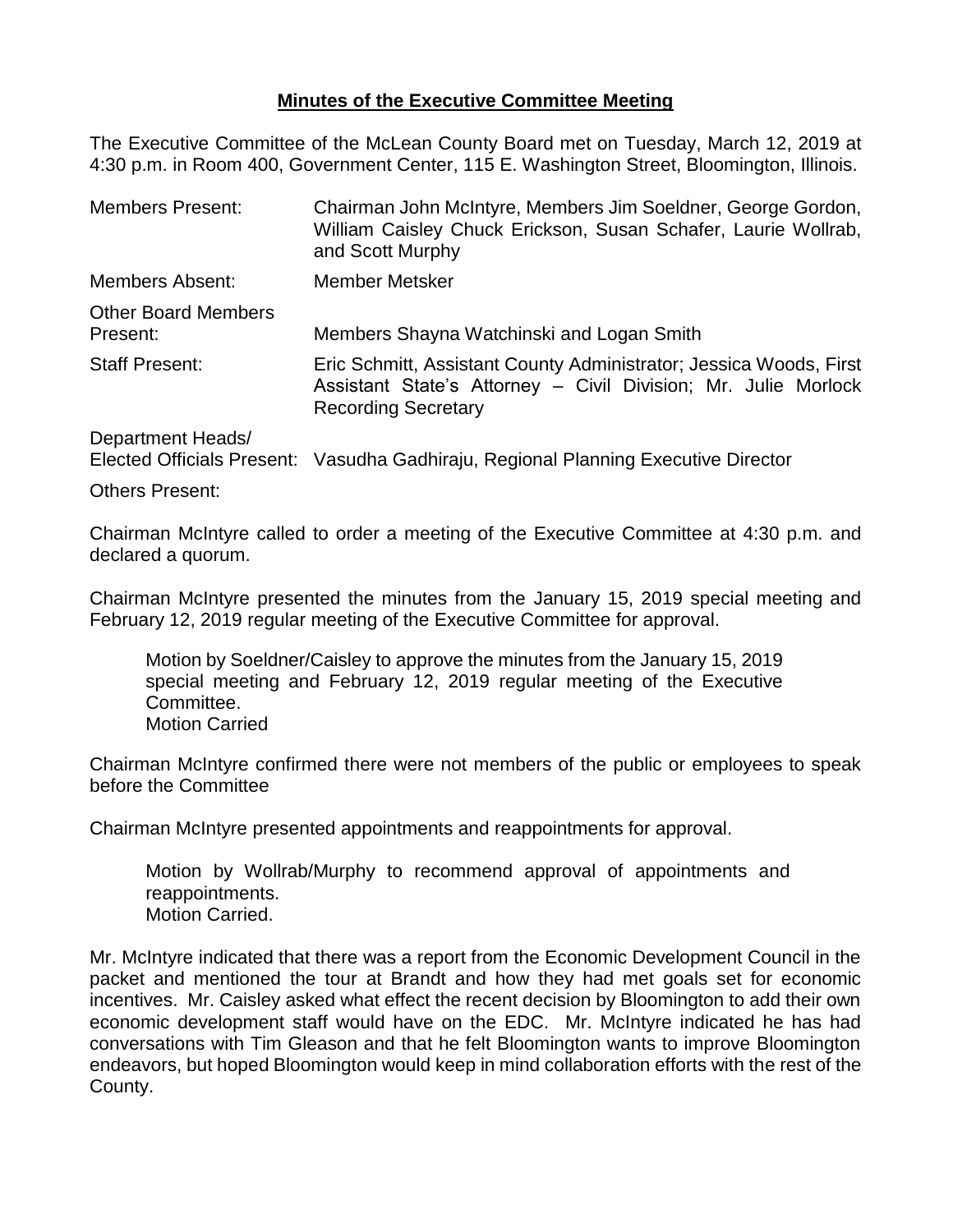**Minutes of the Executive Committee Meeting**

The Executive Committee of the McLean County Board met on Tuesday, March 12, 2019 at 4:30 p.m. in Room 400, Government Center, 115 E. Washington Street, Bloomington, Illinois.

| | |
|---|---|
| Members Present: | Chairman John McIntyre, Members Jim Soeldner, George Gordon, William Caisley Chuck Erickson, Susan Schafer, Laurie Wollrab, and Scott Murphy |
| Members Absent: | Member Metsker |
| Other Board Members Present: | Members Shayna Watchinski and Logan Smith |
| Staff Present: | Eric Schmitt, Assistant County Administrator; Jessica Woods, First Assistant State's Attorney – Civil Division; Mr. Julie Morlock Recording Secretary |
| Department Heads/ Elected Officials Present: | Vasudha Gadhiraju, Regional Planning Executive Director |
| Others Present: | |

Chairman McIntyre called to order a meeting of the Executive Committee at 4:30 p.m. and declared a quorum.

Chairman McIntyre presented the minutes from the January 15, 2019 special meeting and February 12, 2019 regular meeting of the Executive Committee for approval.

> Motion by Soeldner/Caisley to approve the minutes from the January 15, 2019 special meeting and February 12, 2019 regular meeting of the Executive Committee.
> Motion Carried

Chairman McIntyre confirmed there were not members of the public or employees to speak before the Committee

Chairman McIntyre presented appointments and reappointments for approval.

> Motion by Wollrab/Murphy to recommend approval of appointments and reappointments.
> Motion Carried.

Mr. McIntyre indicated that there was a report from the Economic Development Council in the packet and mentioned the tour at Brandt and how they had met goals set for economic incentives. Mr. Caisley asked what effect the recent decision by Bloomington to add their own economic development staff would have on the EDC. Mr. McIntyre indicated he has had conversations with Tim Gleason and that he felt Bloomington wants to improve Bloomington endeavors, but hoped Bloomington would keep in mind collaboration efforts with the rest of the County.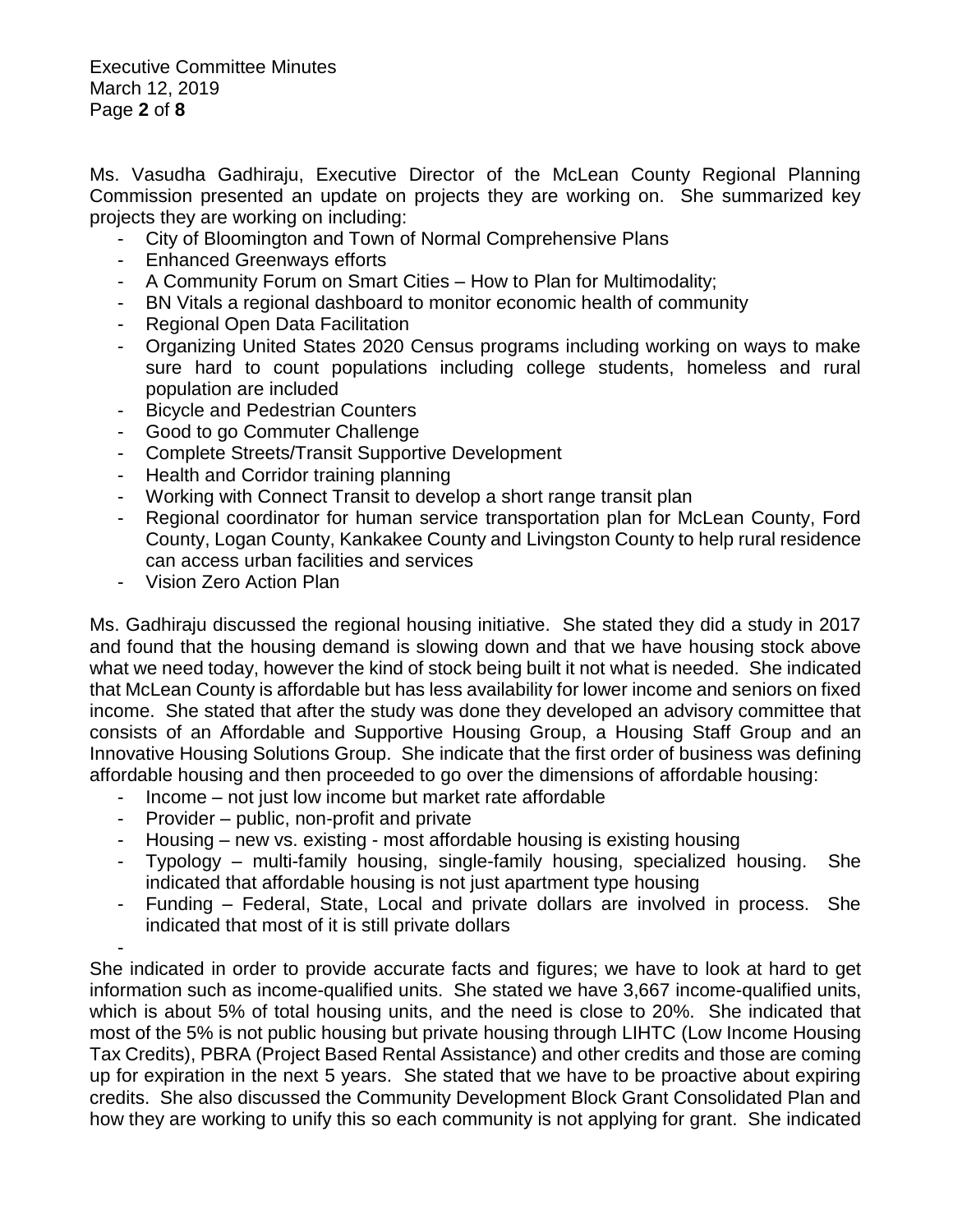Ms. Vasudha Gadhiraju, Executive Director of the McLean County Regional Planning Commission presented an update on projects they are working on. She summarized key projects they are working on including:

- City of Bloomington and Town of Normal Comprehensive Plans
- Enhanced Greenways efforts
- A Community Forum on Smart Cities – How to Plan for Multimodality;
- BN Vitals a regional dashboard to monitor economic health of community
- Regional Open Data Facilitation
- Organizing United States 2020 Census programs including working on ways to make sure hard to count populations including college students, homeless and rural population are included
- Bicycle and Pedestrian Counters
- Good to go Commuter Challenge
- Complete Streets/Transit Supportive Development
- Health and Corridor training planning
- Working with Connect Transit to develop a short range transit plan
- Regional coordinator for human service transportation plan for McLean County, Ford County, Logan County, Kankakee County and Livingston County to help rural residence can access urban facilities and services
- Vision Zero Action Plan

Ms. Gadhiraju discussed the regional housing initiative. She stated they did a study in 2017 and found that the housing demand is slowing down and that we have housing stock above what we need today, however the kind of stock being built it not what is needed. She indicated that McLean County is affordable but has less availability for lower income and seniors on fixed income. She stated that after the study was done they developed an advisory committee that consists of an Affordable and Supportive Housing Group, a Housing Staff Group and an Innovative Housing Solutions Group. She indicate that the first order of business was defining affordable housing and then proceeded to go over the dimensions of affordable housing:

- Income – not just low income but market rate affordable
- Provider – public, non-profit and private
- Housing – new vs. existing - most affordable housing is existing housing
- Typology – multi-family housing, single-family housing, specialized housing. She indicated that affordable housing is not just apartment type housing
- Funding – Federal, State, Local and private dollars are involved in process. She indicated that most of it is still private dollars
-

She indicated in order to provide accurate facts and figures; we have to look at hard to get information such as income-qualified units. She stated we have 3,667 income-qualified units, which is about 5% of total housing units, and the need is close to 20%. She indicated that most of the 5% is not public housing but private housing through LIHTC (Low Income Housing Tax Credits), PBRA (Project Based Rental Assistance) and other credits and those are coming up for expiration in the next 5 years. She stated that we have to be proactive about expiring credits. She also discussed the Community Development Block Grant Consolidated Plan and how they are working to unify this so each community is not applying for grant. She indicated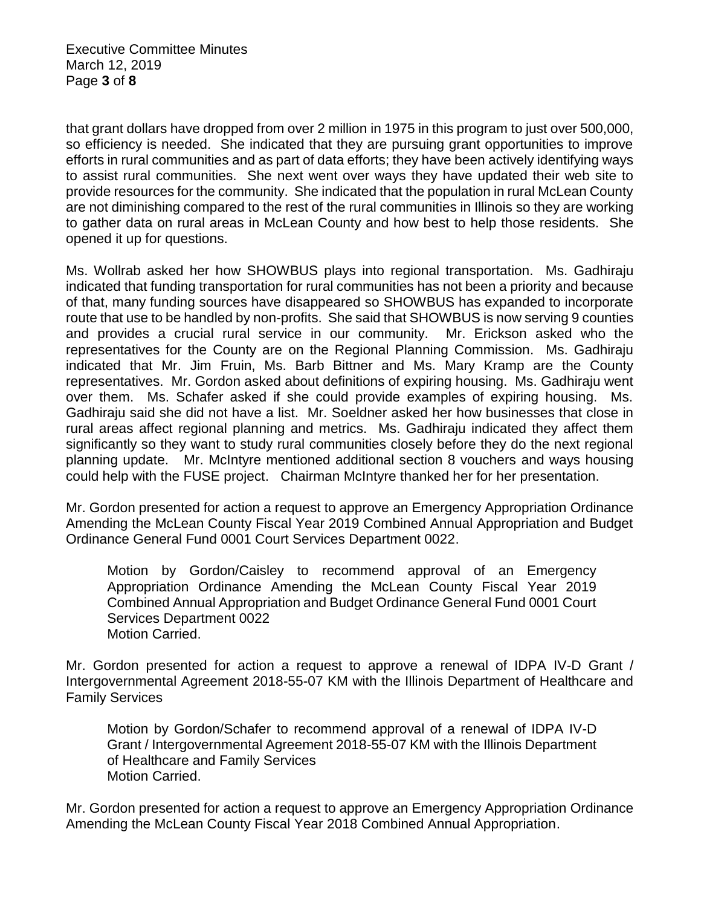that grant dollars have dropped from over 2 million in 1975 in this program to just over 500,000, so efficiency is needed. She indicated that they are pursuing grant opportunities to improve efforts in rural communities and as part of data efforts; they have been actively identifying ways to assist rural communities. She next went over ways they have updated their web site to provide resources for the community. She indicated that the population in rural McLean County are not diminishing compared to the rest of the rural communities in Illinois so they are working to gather data on rural areas in McLean County and how best to help those residents. She opened it up for questions.

Ms. Wollrab asked her how SHOWBUS plays into regional transportation. Ms. Gadhiraju indicated that funding transportation for rural communities has not been a priority and because of that, many funding sources have disappeared so SHOWBUS has expanded to incorporate route that use to be handled by non-profits. She said that SHOWBUS is now serving 9 counties and provides a crucial rural service in our community. Mr. Erickson asked who the representatives for the County are on the Regional Planning Commission. Ms. Gadhiraju indicated that Mr. Jim Fruin, Ms. Barb Bittner and Ms. Mary Kramp are the County representatives. Mr. Gordon asked about definitions of expiring housing. Ms. Gadhiraju went over them. Ms. Schafer asked if she could provide examples of expiring housing. Ms. Gadhiraju said she did not have a list. Mr. Soeldner asked her how businesses that close in rural areas affect regional planning and metrics. Ms. Gadhiraju indicated they affect them significantly so they want to study rural communities closely before they do the next regional planning update. Mr. McIntyre mentioned additional section 8 vouchers and ways housing could help with the FUSE project. Chairman McIntyre thanked her for her presentation.

Mr. Gordon presented for action a request to approve an Emergency Appropriation Ordinance Amending the McLean County Fiscal Year 2019 Combined Annual Appropriation and Budget Ordinance General Fund 0001 Court Services Department 0022.

> Motion by Gordon/Caisley to recommend approval of an Emergency Appropriation Ordinance Amending the McLean County Fiscal Year 2019 Combined Annual Appropriation and Budget Ordinance General Fund 0001 Court Services Department 0022
> Motion Carried.

Mr. Gordon presented for action a request to approve a renewal of IDPA IV-D Grant / Intergovernmental Agreement 2018-55-07 KM with the Illinois Department of Healthcare and Family Services

> Motion by Gordon/Schafer to recommend approval of a renewal of IDPA IV-D Grant / Intergovernmental Agreement 2018-55-07 KM with the Illinois Department of Healthcare and Family Services
> Motion Carried.

Mr. Gordon presented for action a request to approve an Emergency Appropriation Ordinance Amending the McLean County Fiscal Year 2018 Combined Annual Appropriation.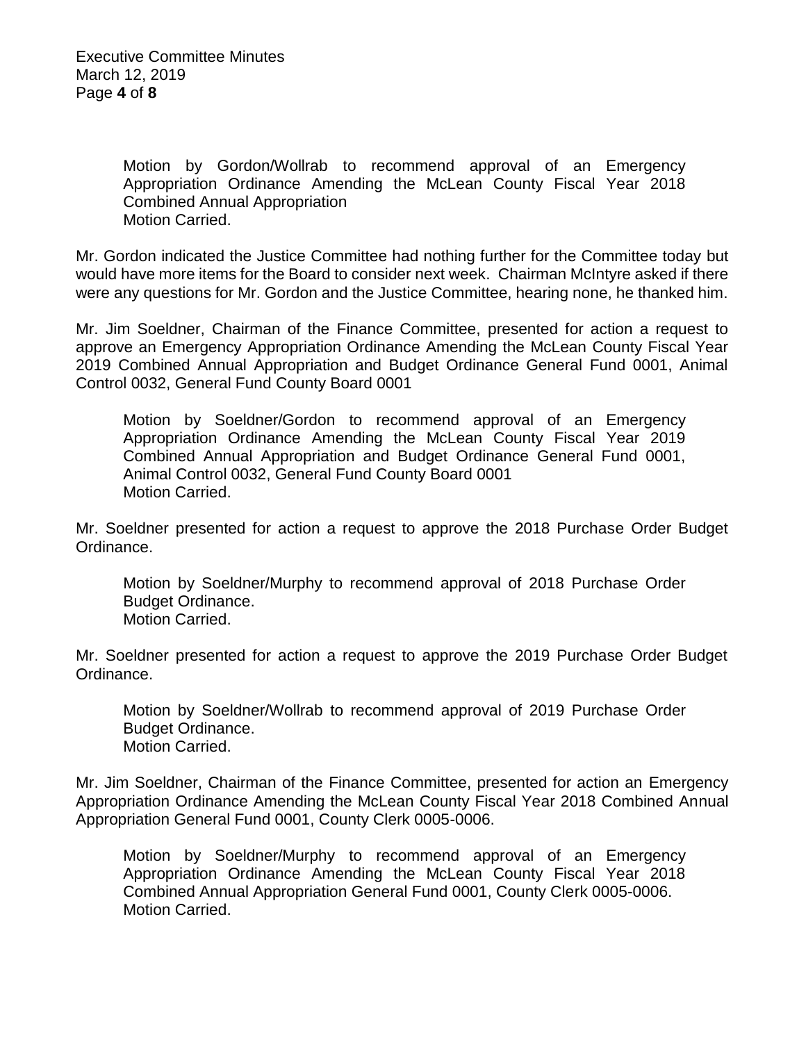Motion by Gordon/Wollrab to recommend approval of an Emergency Appropriation Ordinance Amending the McLean County Fiscal Year 2018 Combined Annual Appropriation
Motion Carried.

Mr. Gordon indicated the Justice Committee had nothing further for the Committee today but would have more items for the Board to consider next week. Chairman McIntyre asked if there were any questions for Mr. Gordon and the Justice Committee, hearing none, he thanked him.

Mr. Jim Soeldner, Chairman of the Finance Committee, presented for action a request to approve an Emergency Appropriation Ordinance Amending the McLean County Fiscal Year 2019 Combined Annual Appropriation and Budget Ordinance General Fund 0001, Animal Control 0032, General Fund County Board 0001

> Motion by Soeldner/Gordon to recommend approval of an Emergency Appropriation Ordinance Amending the McLean County Fiscal Year 2019 Combined Annual Appropriation and Budget Ordinance General Fund 0001, Animal Control 0032, General Fund County Board 0001
> Motion Carried.

Mr. Soeldner presented for action a request to approve the 2018 Purchase Order Budget Ordinance.

> Motion by Soeldner/Murphy to recommend approval of 2018 Purchase Order Budget Ordinance.
> Motion Carried.

Mr. Soeldner presented for action a request to approve the 2019 Purchase Order Budget Ordinance.

> Motion by Soeldner/Wollrab to recommend approval of 2019 Purchase Order Budget Ordinance.
> Motion Carried.

Mr. Jim Soeldner, Chairman of the Finance Committee, presented for action an Emergency Appropriation Ordinance Amending the McLean County Fiscal Year 2018 Combined Annual Appropriation General Fund 0001, County Clerk 0005-0006.

> Motion by Soeldner/Murphy to recommend approval of an Emergency Appropriation Ordinance Amending the McLean County Fiscal Year 2018 Combined Annual Appropriation General Fund 0001, County Clerk 0005-0006.
> Motion Carried.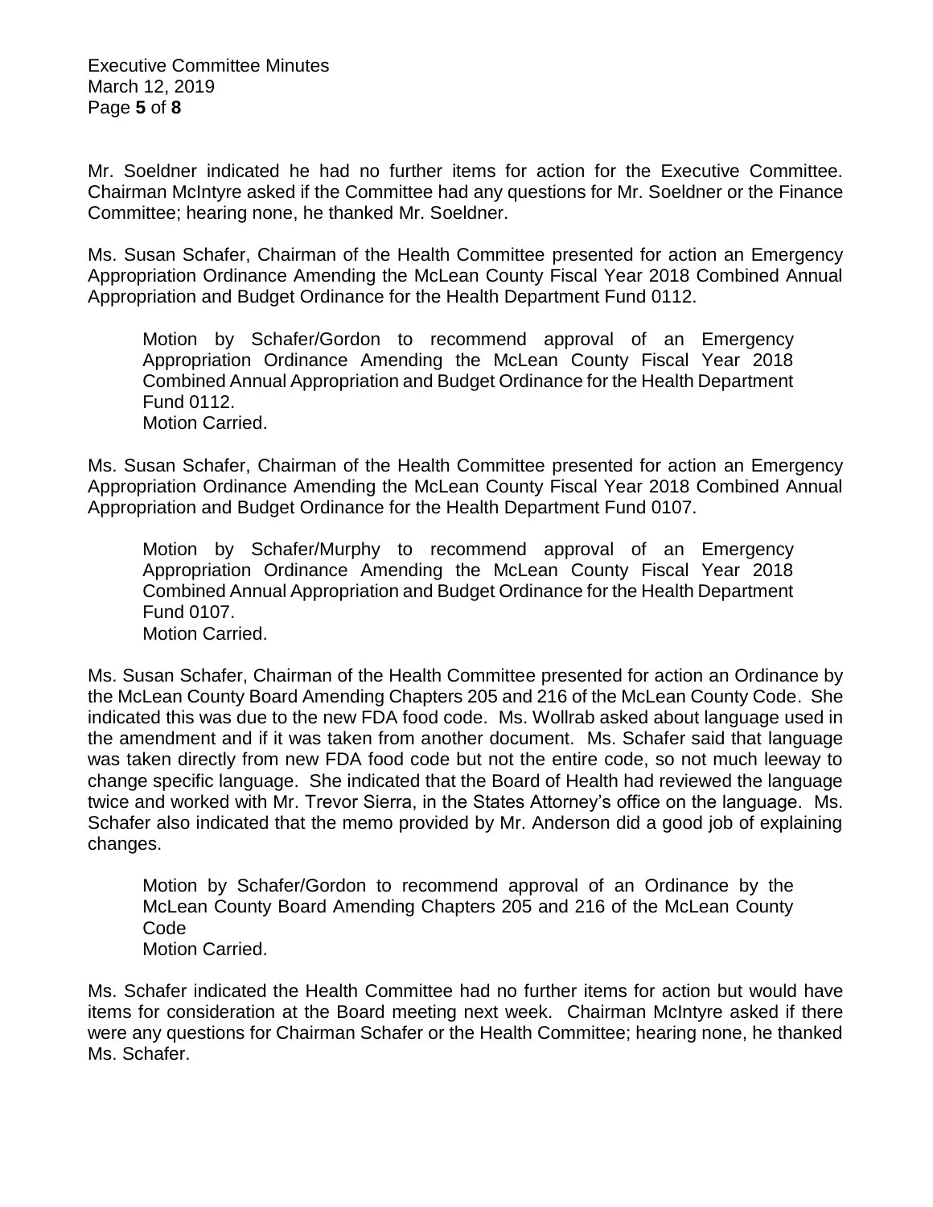Mr. Soeldner indicated he had no further items for action for the Executive Committee. Chairman McIntyre asked if the Committee had any questions for Mr. Soeldner or the Finance Committee; hearing none, he thanked Mr. Soeldner.

Ms. Susan Schafer, Chairman of the Health Committee presented for action an Emergency Appropriation Ordinance Amending the McLean County Fiscal Year 2018 Combined Annual Appropriation and Budget Ordinance for the Health Department Fund 0112.

> Motion by Schafer/Gordon to recommend approval of an Emergency Appropriation Ordinance Amending the McLean County Fiscal Year 2018 Combined Annual Appropriation and Budget Ordinance for the Health Department Fund 0112.
> Motion Carried.

Ms. Susan Schafer, Chairman of the Health Committee presented for action an Emergency Appropriation Ordinance Amending the McLean County Fiscal Year 2018 Combined Annual Appropriation and Budget Ordinance for the Health Department Fund 0107.

> Motion by Schafer/Murphy to recommend approval of an Emergency Appropriation Ordinance Amending the McLean County Fiscal Year 2018 Combined Annual Appropriation and Budget Ordinance for the Health Department Fund 0107.
> Motion Carried.

Ms. Susan Schafer, Chairman of the Health Committee presented for action an Ordinance by the McLean County Board Amending Chapters 205 and 216 of the McLean County Code. She indicated this was due to the new FDA food code. Ms. Wollrab asked about language used in the amendment and if it was taken from another document. Ms. Schafer said that language was taken directly from new FDA food code but not the entire code, so not much leeway to change specific language. She indicated that the Board of Health had reviewed the language twice and worked with Mr. Trevor Sierra, in the States Attorney's office on the language. Ms. Schafer also indicated that the memo provided by Mr. Anderson did a good job of explaining changes.

> Motion by Schafer/Gordon to recommend approval of an Ordinance by the McLean County Board Amending Chapters 205 and 216 of the McLean County Code
> Motion Carried.

Ms. Schafer indicated the Health Committee had no further items for action but would have items for consideration at the Board meeting next week. Chairman McIntyre asked if there were any questions for Chairman Schafer or the Health Committee; hearing none, he thanked Ms. Schafer.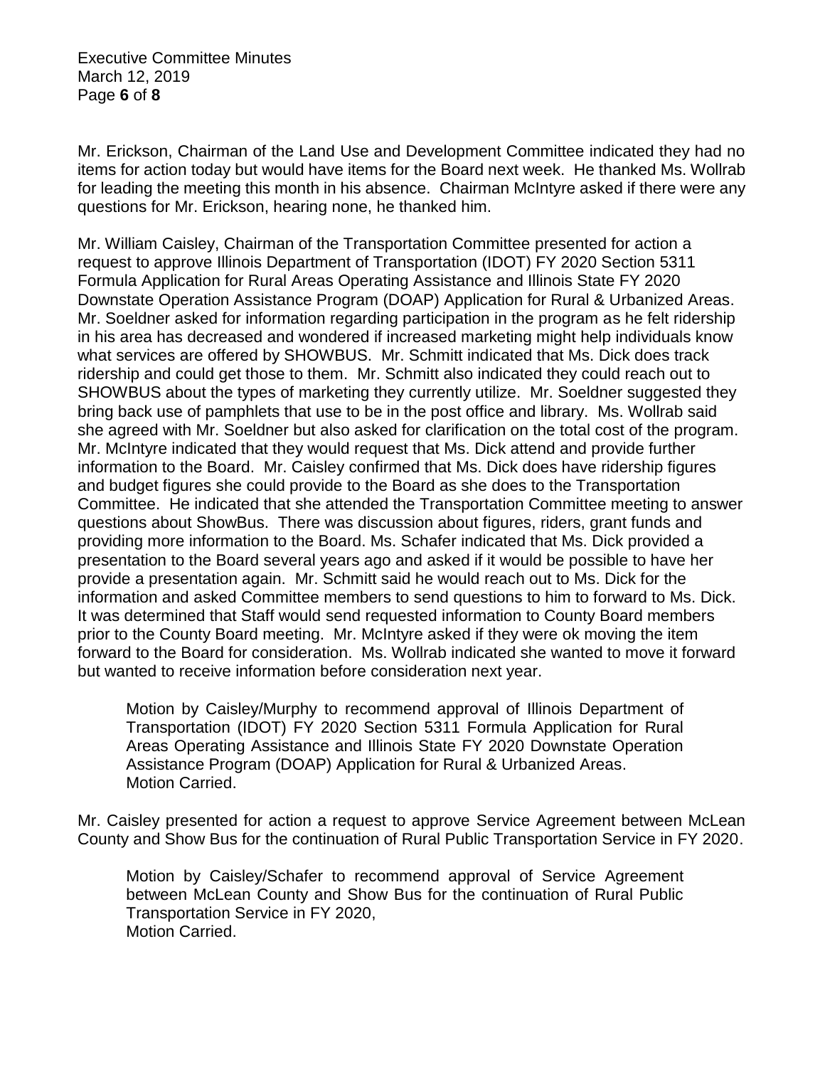Mr. Erickson, Chairman of the Land Use and Development Committee indicated they had no items for action today but would have items for the Board next week. He thanked Ms. Wollrab for leading the meeting this month in his absence. Chairman McIntyre asked if there were any questions for Mr. Erickson, hearing none, he thanked him.

Mr. William Caisley, Chairman of the Transportation Committee presented for action a request to approve Illinois Department of Transportation (IDOT) FY 2020 Section 5311 Formula Application for Rural Areas Operating Assistance and Illinois State FY 2020 Downstate Operation Assistance Program (DOAP) Application for Rural & Urbanized Areas. Mr. Soeldner asked for information regarding participation in the program as he felt ridership in his area has decreased and wondered if increased marketing might help individuals know what services are offered by SHOWBUS. Mr. Schmitt indicated that Ms. Dick does track ridership and could get those to them. Mr. Schmitt also indicated they could reach out to SHOWBUS about the types of marketing they currently utilize. Mr. Soeldner suggested they bring back use of pamphlets that use to be in the post office and library. Ms. Wollrab said she agreed with Mr. Soeldner but also asked for clarification on the total cost of the program. Mr. McIntyre indicated that they would request that Ms. Dick attend and provide further information to the Board. Mr. Caisley confirmed that Ms. Dick does have ridership figures and budget figures she could provide to the Board as she does to the Transportation Committee. He indicated that she attended the Transportation Committee meeting to answer questions about ShowBus. There was discussion about figures, riders, grant funds and providing more information to the Board. Ms. Schafer indicated that Ms. Dick provided a presentation to the Board several years ago and asked if it would be possible to have her provide a presentation again. Mr. Schmitt said he would reach out to Ms. Dick for the information and asked Committee members to send questions to him to forward to Ms. Dick. It was determined that Staff would send requested information to County Board members prior to the County Board meeting. Mr. McIntyre asked if they were ok moving the item forward to the Board for consideration. Ms. Wollrab indicated she wanted to move it forward but wanted to receive information before consideration next year.

> Motion by Caisley/Murphy to recommend approval of Illinois Department of Transportation (IDOT) FY 2020 Section 5311 Formula Application for Rural Areas Operating Assistance and Illinois State FY 2020 Downstate Operation Assistance Program (DOAP) Application for Rural & Urbanized Areas.
> Motion Carried.

Mr. Caisley presented for action a request to approve Service Agreement between McLean County and Show Bus for the continuation of Rural Public Transportation Service in FY 2020.

> Motion by Caisley/Schafer to recommend approval of Service Agreement between McLean County and Show Bus for the continuation of Rural Public Transportation Service in FY 2020,
> Motion Carried.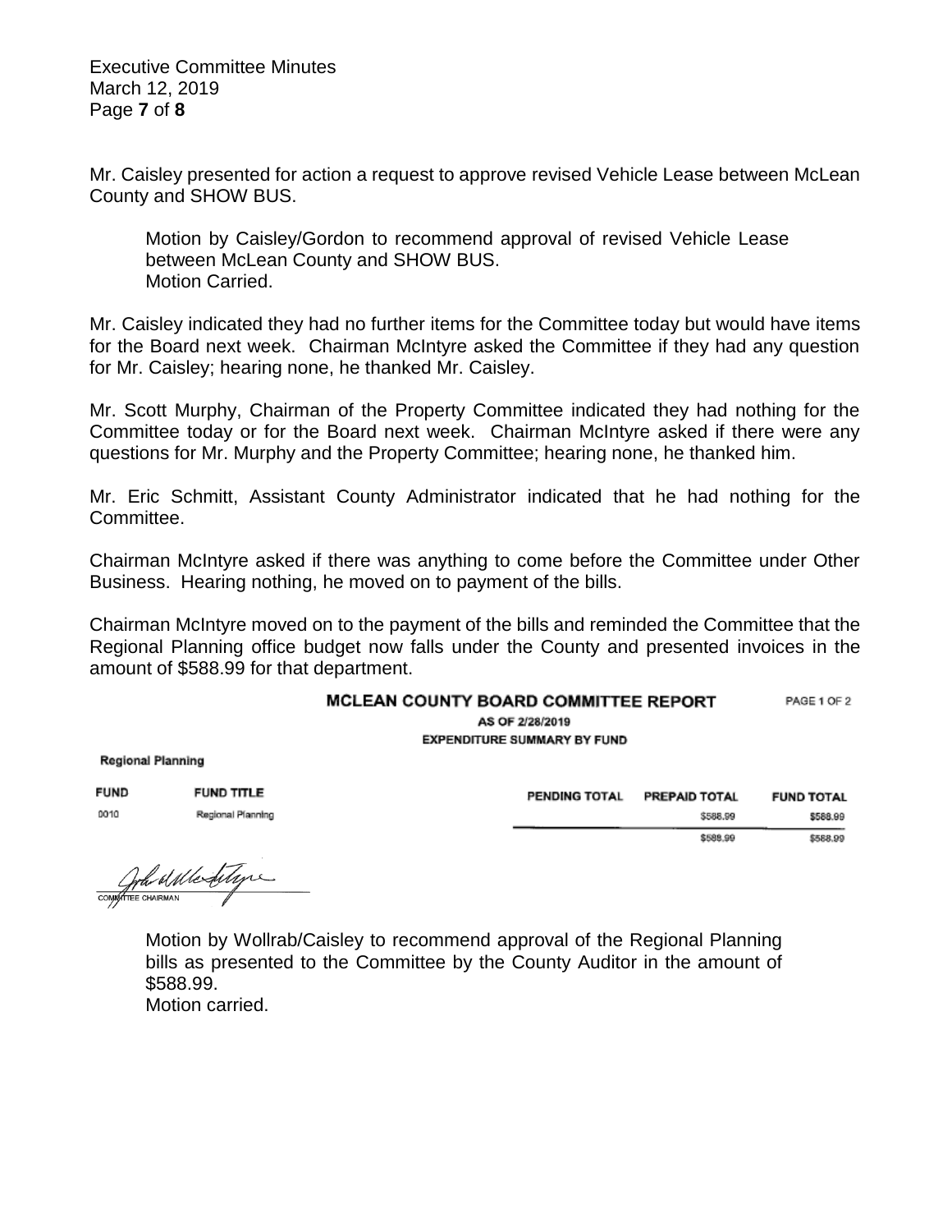Mr. Caisley presented for action a request to approve revised Vehicle Lease between McLean County and SHOW BUS.

> Motion by Caisley/Gordon to recommend approval of revised Vehicle Lease between McLean County and SHOW BUS.
> Motion Carried.

Mr. Caisley indicated they had no further items for the Committee today but would have items for the Board next week. Chairman McIntyre asked the Committee if they had any question for Mr. Caisley; hearing none, he thanked Mr. Caisley.

Mr. Scott Murphy, Chairman of the Property Committee indicated they had nothing for the Committee today or for the Board next week. Chairman McIntyre asked if there were any questions for Mr. Murphy and the Property Committee; hearing none, he thanked him.

Mr. Eric Schmitt, Assistant County Administrator indicated that he had nothing for the Committee.

Chairman McIntyre asked if there was anything to come before the Committee under Other Business. Hearing nothing, he moved on to payment of the bills.

Chairman McIntyre moved on to the payment of the bills and reminded the Committee that the Regional Planning office budget now falls under the County and presented invoices in the amount of $588.99 for that department.

**MCLEAN COUNTY BOARD COMMITTEE REPORT** PAGE 1 OF 2

**AS OF 2/28/2019**

**EXPENDITURE SUMMARY BY FUND**

**Regional Planning**

| FUND | FUND TITLE | PENDING TOTAL | PREPAID TOTAL | FUND TOTAL |
|---|---|---|---|---|
| 0010 | Regional Planning | | $588.99 | $588.99 |
| | | | $588.99 | $588.99 |

COMMITTEE CHAIRMAN

> Motion by Wollrab/Caisley to recommend approval of the Regional Planning bills as presented to the Committee by the County Auditor in the amount of $588.99.
> Motion carried.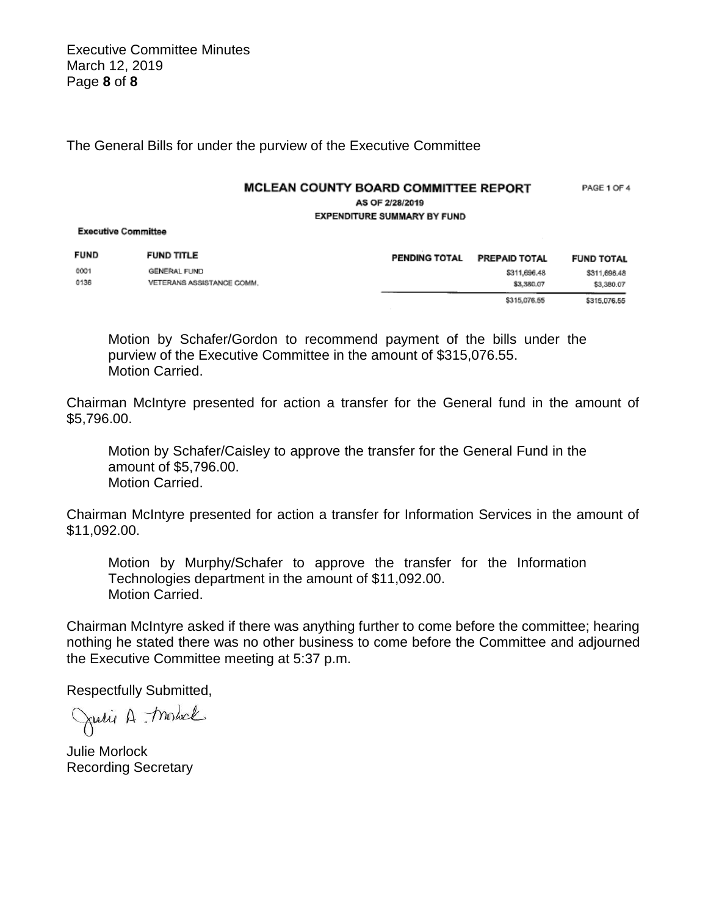The General Bills for under the purview of the Executive Committee

**MCLEAN COUNTY BOARD COMMITTEE REPORT**
PAGE 1 OF 4
AS OF 2/28/2019
EXPENDITURE SUMMARY BY FUND

**Executive Committee**

| FUND | FUND TITLE | PENDING TOTAL | PREPAID TOTAL | FUND TOTAL |
|---|---|---|---|---|
| 0001 | GENERAL FUND | | $311,696.48 | $311,696.48 |
| 0136 | VETERANS ASSISTANCE COMM. | | $3,380.07 | $3,380.07 |
| | | | $315,076.55 | $315,076.55 |

Motion by Schafer/Gordon to recommend payment of the bills under the purview of the Executive Committee in the amount of $315,076.55.
Motion Carried.

Chairman McIntyre presented for action a transfer for the General fund in the amount of $5,796.00.

Motion by Schafer/Caisley to approve the transfer for the General Fund in the amount of $5,796.00.
Motion Carried.

Chairman McIntyre presented for action a transfer for Information Services in the amount of $11,092.00.

Motion by Murphy/Schafer to approve the transfer for the Information Technologies department in the amount of $11,092.00.
Motion Carried.

Chairman McIntyre asked if there was anything further to come before the committee; hearing nothing he stated there was no other business to come before the Committee and adjourned the Executive Committee meeting at 5:37 p.m.

Respectfully Submitted,

Julie A. Morlock

Julie Morlock
Recording Secretary